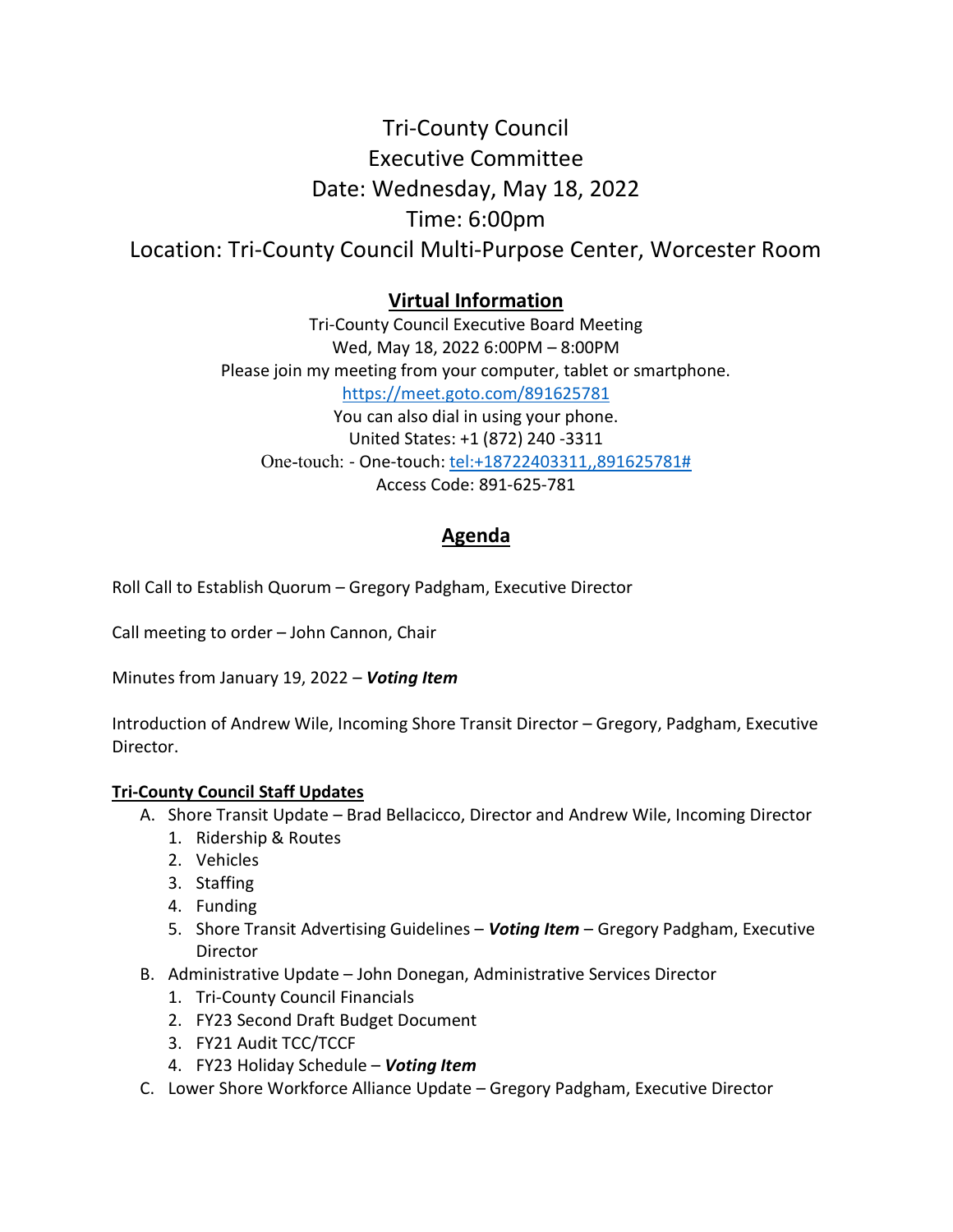# Tri-County Council
# Executive Committee
# Date: Wednesday, May 18, 2022
# Time: 6:00pm
# Location: Tri-County Council Multi-Purpose Center, Worcester Room

## Virtual Information

Tri-County Council Executive Board Meeting
Wed, May 18, 2022 6:00PM – 8:00PM
Please join my meeting from your computer, tablet or smartphone.
https://meet.goto.com/891625781
You can also dial in using your phone.
United States: +1 (872) 240 -3311
One-touch: - One-touch: tel:+18722403311,,891625781#
Access Code: 891-625-781

## Agenda

Roll Call to Establish Quorum – Gregory Padgham, Executive Director

Call meeting to order – John Cannon, Chair

Minutes from January 19, 2022 – ***Voting Item***

Introduction of Andrew Wile, Incoming Shore Transit Director – Gregory, Padgham, Executive Director.

**Tri-County Council Staff Updates**

A. Shore Transit Update – Brad Bellacicco, Director and Andrew Wile, Incoming Director
   1. Ridership & Routes
   2. Vehicles
   3. Staffing
   4. Funding
   5. Shore Transit Advertising Guidelines – ***Voting Item*** – Gregory Padgham, Executive Director
B. Administrative Update – John Donegan, Administrative Services Director
   1. Tri-County Council Financials
   2. FY23 Second Draft Budget Document
   3. FY21 Audit TCC/TCCF
   4. FY23 Holiday Schedule – ***Voting Item***
C. Lower Shore Workforce Alliance Update – Gregory Padgham, Executive Director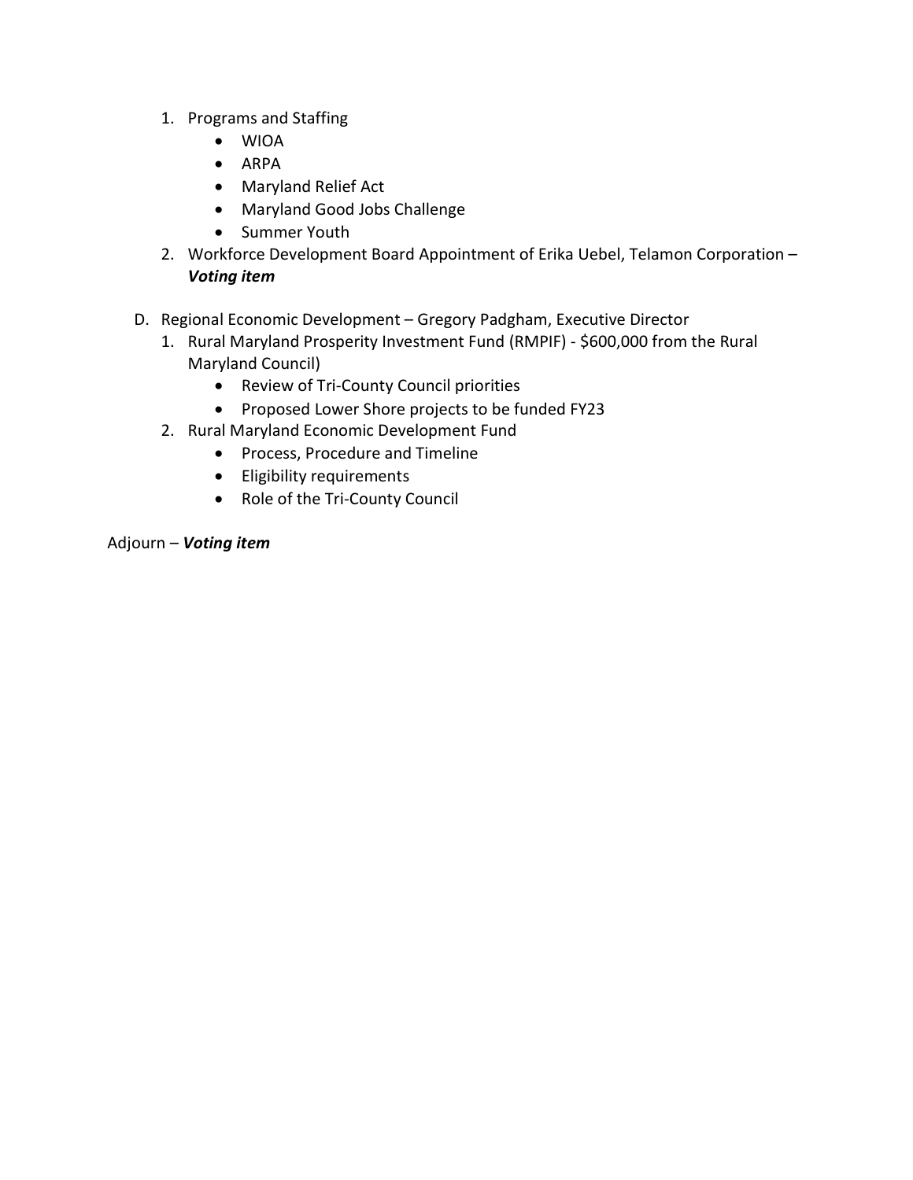1. Programs and Staffing
    - WIOA
    - ARPA
    - Maryland Relief Act
    - Maryland Good Jobs Challenge
    - Summer Youth
2. Workforce Development Board Appointment of Erika Uebel, Telamon Corporation – ***Voting item***

D. Regional Economic Development – Gregory Padgham, Executive Director

1. Rural Maryland Prosperity Investment Fund (RMPIF) - $600,000 from the Rural Maryland Council)
    - Review of Tri-County Council priorities
    - Proposed Lower Shore projects to be funded FY23
2. Rural Maryland Economic Development Fund
    - Process, Procedure and Timeline
    - Eligibility requirements
    - Role of the Tri-County Council

Adjourn – ***Voting item***